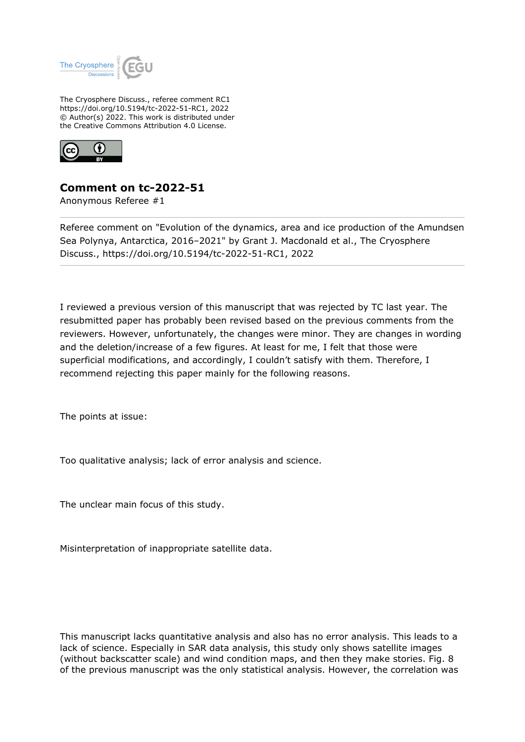The Cryosphere Discuss., referee comment RC1
https://doi.org/10.5194/tc-2022-51-RC1, 2022
© Author(s) 2022. This work is distributed under
the Creative Commons Attribution 4.0 License.

# Comment on tc-2022-51

Anonymous Referee #1

Referee comment on "Evolution of the dynamics, area and ice production of the Amundsen Sea Polynya, Antarctica, 2016–2021" by Grant J. Macdonald et al., The Cryosphere Discuss., https://doi.org/10.5194/tc-2022-51-RC1, 2022

---

I reviewed a previous version of this manuscript that was rejected by TC last year. The resubmitted paper has probably been revised based on the previous comments from the reviewers. However, unfortunately, the changes were minor. They are changes in wording and the deletion/increase of a few figures. At least for me, I felt that those were superficial modifications, and accordingly, I couldn't satisfy with them. Therefore, I recommend rejecting this paper mainly for the following reasons.

The points at issue:

Too qualitative analysis; lack of error analysis and science.

The unclear main focus of this study.

Misinterpretation of inappropriate satellite data.

This manuscript lacks quantitative analysis and also has no error analysis. This leads to a lack of science. Especially in SAR data analysis, this study only shows satellite images (without backscatter scale) and wind condition maps, and then they make stories. Fig. 8 of the previous manuscript was the only statistical analysis. However, the correlation was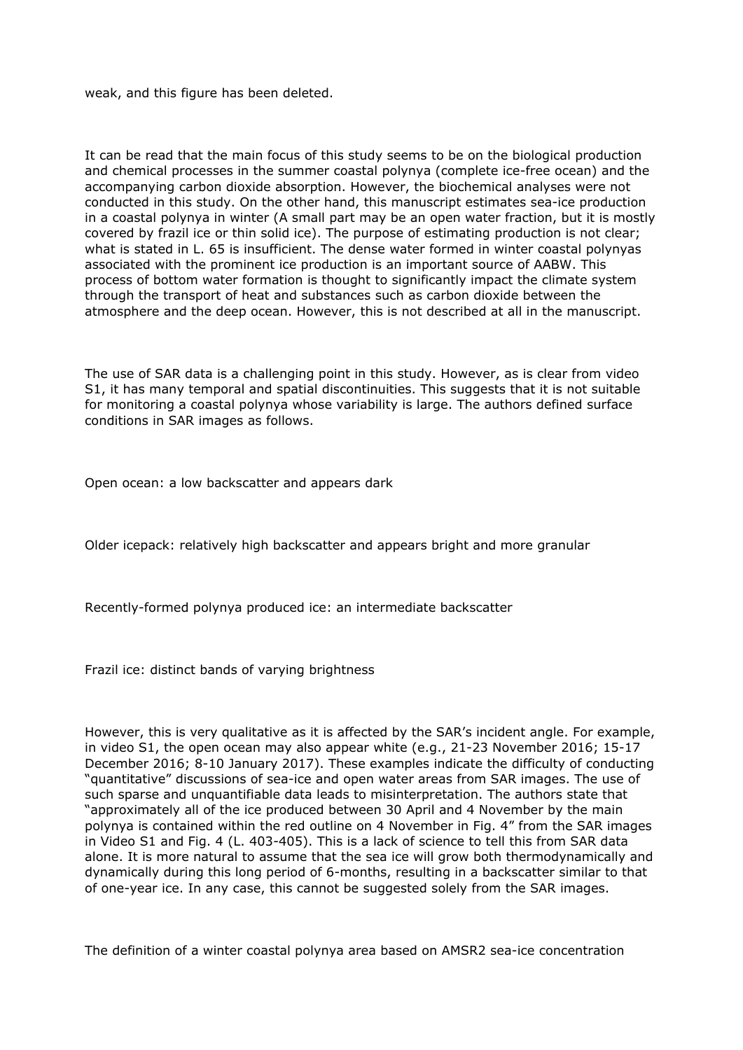weak, and this figure has been deleted.

It can be read that the main focus of this study seems to be on the biological production and chemical processes in the summer coastal polynya (complete ice-free ocean) and the accompanying carbon dioxide absorption. However, the biochemical analyses were not conducted in this study. On the other hand, this manuscript estimates sea-ice production in a coastal polynya in winter (A small part may be an open water fraction, but it is mostly covered by frazil ice or thin solid ice). The purpose of estimating production is not clear; what is stated in L. 65 is insufficient. The dense water formed in winter coastal polynyas associated with the prominent ice production is an important source of AABW. This process of bottom water formation is thought to significantly impact the climate system through the transport of heat and substances such as carbon dioxide between the atmosphere and the deep ocean. However, this is not described at all in the manuscript.

The use of SAR data is a challenging point in this study. However, as is clear from video S1, it has many temporal and spatial discontinuities. This suggests that it is not suitable for monitoring a coastal polynya whose variability is large. The authors defined surface conditions in SAR images as follows.

Open ocean: a low backscatter and appears dark

Older icepack: relatively high backscatter and appears bright and more granular

Recently-formed polynya produced ice: an intermediate backscatter

Frazil ice: distinct bands of varying brightness

However, this is very qualitative as it is affected by the SAR's incident angle. For example, in video S1, the open ocean may also appear white (e.g., 21-23 November 2016; 15-17 December 2016; 8-10 January 2017). These examples indicate the difficulty of conducting "quantitative" discussions of sea-ice and open water areas from SAR images. The use of such sparse and unquantifiable data leads to misinterpretation. The authors state that "approximately all of the ice produced between 30 April and 4 November by the main polynya is contained within the red outline on 4 November in Fig. 4" from the SAR images in Video S1 and Fig. 4 (L. 403-405). This is a lack of science to tell this from SAR data alone. It is more natural to assume that the sea ice will grow both thermodynamically and dynamically during this long period of 6-months, resulting in a backscatter similar to that of one-year ice. In any case, this cannot be suggested solely from the SAR images.

The definition of a winter coastal polynya area based on AMSR2 sea-ice concentration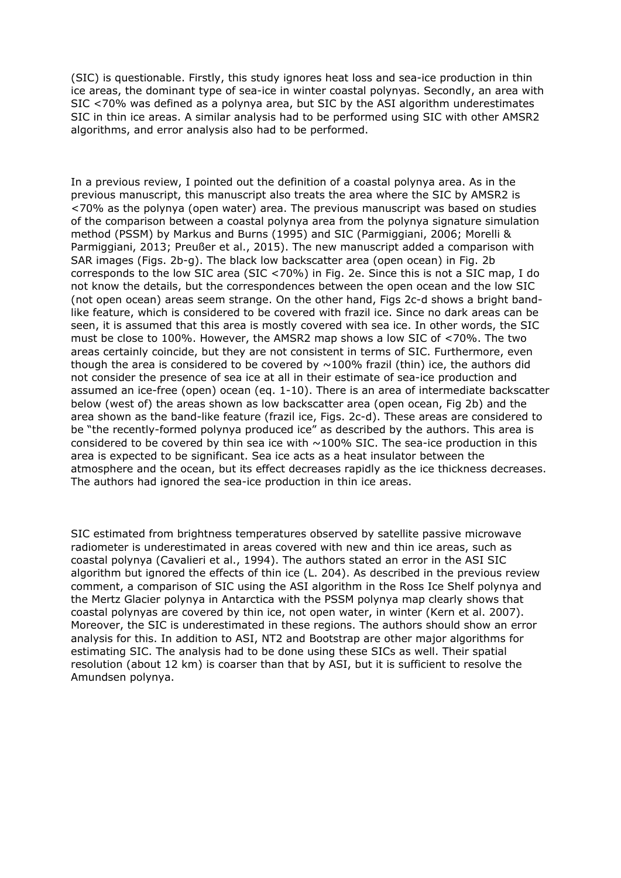(SIC) is questionable. Firstly, this study ignores heat loss and sea-ice production in thin ice areas, the dominant type of sea-ice in winter coastal polynyas. Secondly, an area with SIC <70% was defined as a polynya area, but SIC by the ASI algorithm underestimates SIC in thin ice areas. A similar analysis had to be performed using SIC with other AMSR2 algorithms, and error analysis also had to be performed.

In a previous review, I pointed out the definition of a coastal polynya area. As in the previous manuscript, this manuscript also treats the area where the SIC by AMSR2 is <70% as the polynya (open water) area. The previous manuscript was based on studies of the comparison between a coastal polynya area from the polynya signature simulation method (PSSM) by Markus and Burns (1995) and SIC (Parmiggiani, 2006; Morelli & Parmiggiani, 2013; Preußer et al., 2015). The new manuscript added a comparison with SAR images (Figs. 2b-g). The black low backscatter area (open ocean) in Fig. 2b corresponds to the low SIC area (SIC <70%) in Fig. 2e. Since this is not a SIC map, I do not know the details, but the correspondences between the open ocean and the low SIC (not open ocean) areas seem strange. On the other hand, Figs 2c-d shows a bright band-like feature, which is considered to be covered with frazil ice. Since no dark areas can be seen, it is assumed that this area is mostly covered with sea ice. In other words, the SIC must be close to 100%. However, the AMSR2 map shows a low SIC of <70%. The two areas certainly coincide, but they are not consistent in terms of SIC. Furthermore, even though the area is considered to be covered by ~100% frazil (thin) ice, the authors did not consider the presence of sea ice at all in their estimate of sea-ice production and assumed an ice-free (open) ocean (eq. 1-10). There is an area of intermediate backscatter below (west of) the areas shown as low backscatter area (open ocean, Fig 2b) and the area shown as the band-like feature (frazil ice, Figs. 2c-d). These areas are considered to be "the recently-formed polynya produced ice" as described by the authors. This area is considered to be covered by thin sea ice with ~100% SIC. The sea-ice production in this area is expected to be significant. Sea ice acts as a heat insulator between the atmosphere and the ocean, but its effect decreases rapidly as the ice thickness decreases. The authors had ignored the sea-ice production in thin ice areas.

SIC estimated from brightness temperatures observed by satellite passive microwave radiometer is underestimated in areas covered with new and thin ice areas, such as coastal polynya (Cavalieri et al., 1994). The authors stated an error in the ASI SIC algorithm but ignored the effects of thin ice (L. 204). As described in the previous review comment, a comparison of SIC using the ASI algorithm in the Ross Ice Shelf polynya and the Mertz Glacier polynya in Antarctica with the PSSM polynya map clearly shows that coastal polynyas are covered by thin ice, not open water, in winter (Kern et al. 2007). Moreover, the SIC is underestimated in these regions. The authors should show an error analysis for this. In addition to ASI, NT2 and Bootstrap are other major algorithms for estimating SIC. The analysis had to be done using these SICs as well. Their spatial resolution (about 12 km) is coarser than that by ASI, but it is sufficient to resolve the Amundsen polynya.